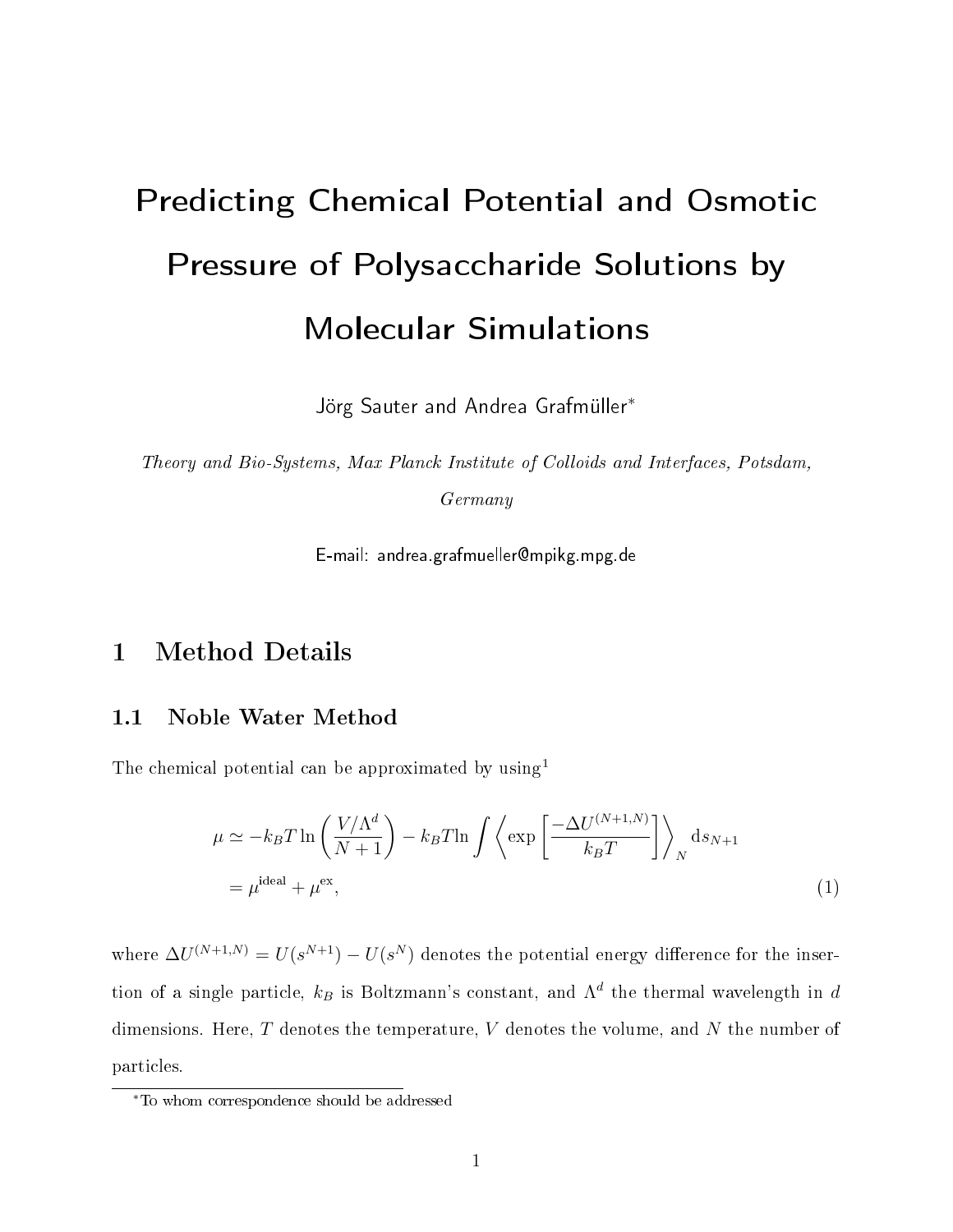# Predicting Chemical Potential and Osmotic Pressure of Polysaccharide Solutions by Molecular Simulations

Jörg Sauter and Andrea Grafmüller*

*Theory and Bio-Systems, Max Planck Institute of Colloids and Interfaces, Potsdam, Germany*

E-mail: andrea.grafmueller@mpikg.mpg.de

## 1 Method Details

### 1.1 Noble Water Method

The chemical potential can be approximated by using[1]

$$
\begin{aligned}
\mu &\simeq -k_B T \ln\left(\frac{V/\Lambda^d}{N+1}\right) - k_B T \ln \int \left\langle \exp\left[\frac{-\Delta U^{(N+1,N)}}{k_B T}\right]\right\rangle_N \mathrm{d}s_{N+1} \\
&= \mu^{\text{ideal}} + \mu^{\text{ex}},
\end{aligned} \tag{1}
$$

where $\Delta U^{(N+1,N)} = U(s^{N+1}) - U(s^N)$ denotes the potential energy difference for the insertion of a single particle, $k_B$ is Boltzmann's constant, and $\Lambda^d$ the thermal wavelength in $d$ dimensions. Here, $T$ denotes the temperature, $V$ denotes the volume, and $N$ the number of particles.

*To whom correspondence should be addressed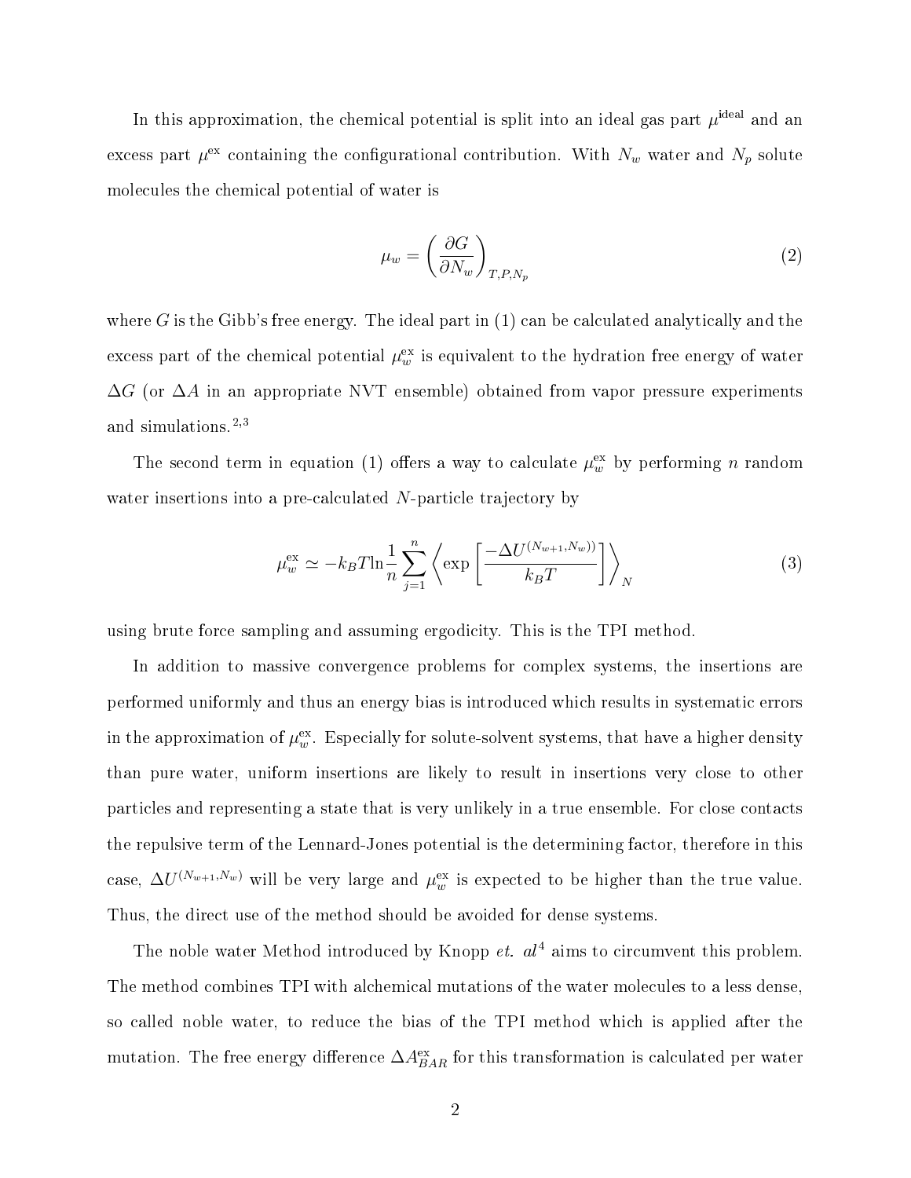In this approximation, the chemical potential is split into an ideal gas part $\mu^{\text{ideal}}$ and an excess part $\mu^{\text{ex}}$ containing the configurational contribution. With $N_w$ water and $N_p$ solute molecules the chemical potential of water is

$$\mu_w = \left( \frac{\partial G}{\partial N_w} \right)_{T,P,N_p} \tag{2}$$

where $G$ is the Gibb's free energy. The ideal part in (1) can be calculated analytically and the excess part of the chemical potential $\mu_w^{\text{ex}}$ is equivalent to the hydration free energy of water $\Delta G$ (or $\Delta A$ in an appropriate NVT ensemble) obtained from vapor pressure experiments and simulations.[2,3]

The second term in equation (1) offers a way to calculate $\mu_w^{\text{ex}}$ by performing $n$ random water insertions into a pre-calculated $N$-particle trajectory by

$$\mu_w^{\text{ex}} \simeq -k_B T \ln \frac{1}{n} \sum_{j=1}^{n} \left\langle \exp \left[ \frac{-\Delta U^{(N_{w+1},N_w))}}{k_B T} \right] \right\rangle_N \tag{3}$$

using brute force sampling and assuming ergodicity. This is the TPI method.

In addition to massive convergence problems for complex systems, the insertions are performed uniformly and thus an energy bias is introduced which results in systematic errors in the approximation of $\mu_w^{\text{ex}}$. Especially for solute-solvent systems, that have a higher density than pure water, uniform insertions are likely to result in insertions very close to other particles and representing a state that is very unlikely in a true ensemble. For close contacts the repulsive term of the Lennard-Jones potential is the determining factor, therefore in this case, $\Delta U^{(N_{w+1},N_w)}$ will be very large and $\mu_w^{\text{ex}}$ is expected to be higher than the true value. Thus, the direct use of the method should be avoided for dense systems.

The noble water Method introduced by Knopp *et. al*[4] aims to circumvent this problem. The method combines TPI with alchemical mutations of the water molecules to a less dense, so called noble water, to reduce the bias of the TPI method which is applied after the mutation. The free energy difference $\Delta A_{BAR}^{\text{ex}}$ for this transformation is calculated per water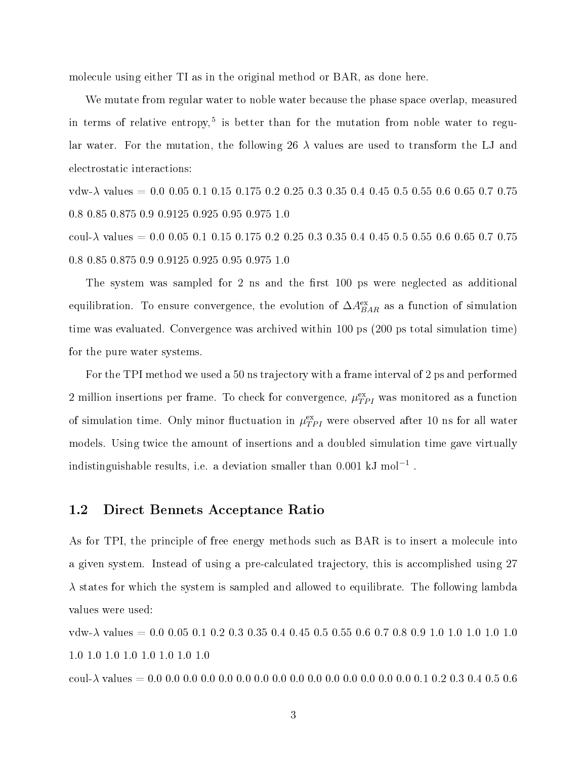molecule using either TI as in the original method or BAR, as done here.

We mutate from regular water to noble water because the phase space overlap, measured in terms of relative entropy,[5] is better than for the mutation from noble water to regular water. For the mutation, the following 26 $\lambda$ values are used to transform the LJ and electrostatic interactions:

vdw-$\lambda$ values = 0.0 0.05 0.1 0.15 0.175 0.2 0.25 0.3 0.35 0.4 0.45 0.5 0.55 0.6 0.65 0.7 0.75 0.8 0.85 0.875 0.9 0.9125 0.925 0.95 0.975 1.0

coul-$\lambda$ values = 0.0 0.05 0.1 0.15 0.175 0.2 0.25 0.3 0.35 0.4 0.45 0.5 0.55 0.6 0.65 0.7 0.75 0.8 0.85 0.875 0.9 0.9125 0.925 0.95 0.975 1.0

The system was sampled for 2 ns and the first 100 ps were neglected as additional equilibration. To ensure convergence, the evolution of $\Delta A^{\text{ex}}_{BAR}$ as a function of simulation time was evaluated. Convergence was archived within 100 ps (200 ps total simulation time) for the pure water systems.

For the TPI method we used a 50 ns trajectory with a frame interval of 2 ps and performed 2 million insertions per frame. To check for convergence, $\mu^{\text{ex}}_{TPI}$ was monitored as a function of simulation time. Only minor fluctuation in $\mu^{\text{ex}}_{TPI}$ were observed after 10 ns for all water models. Using twice the amount of insertions and a doubled simulation time gave virtually indistinguishable results, i.e. a deviation smaller than 0.001 kJ mol$^{-1}$ .

## 1.2 Direct Bennets Acceptance Ratio

As for TPI, the principle of free energy methods such as BAR is to insert a molecule into a given system. Instead of using a pre-calculated trajectory, this is accomplished using 27 $\lambda$ states for which the system is sampled and allowed to equilibrate. The following lambda values were used:

vdw-$\lambda$ values = 0.0 0.05 0.1 0.2 0.3 0.35 0.4 0.45 0.5 0.55 0.6 0.7 0.8 0.9 1.0 1.0 1.0 1.0 1.0 1.0 1.0 1.0 1.0 1.0 1.0 1.0 1.0

coul-$\lambda$ values = 0.0 0.0 0.0 0.0 0.0 0.0 0.0 0.0 0.0 0.0 0.0 0.0 0.0 0.0 0.0 0.1 0.2 0.3 0.4 0.5 0.6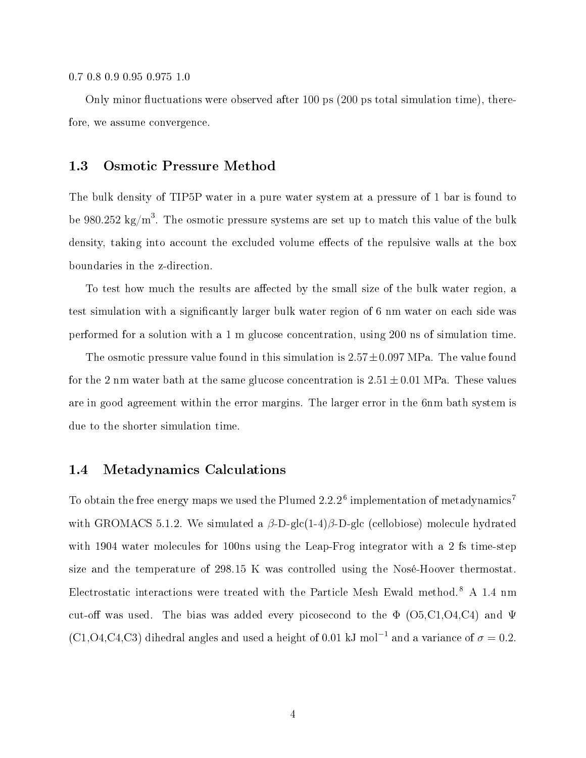0.7 0.8 0.9 0.95 0.975 1.0

Only minor fluctuations were observed after 100 ps (200 ps total simulation time), therefore, we assume convergence.

### 1.3 Osmotic Pressure Method

The bulk density of TIP5P water in a pure water system at a pressure of 1 bar is found to be 980.252 kg/m$^3$. The osmotic pressure systems are set up to match this value of the bulk density, taking into account the excluded volume effects of the repulsive walls at the box boundaries in the z-direction.

To test how much the results are affected by the small size of the bulk water region, a test simulation with a significantly larger bulk water region of 6 nm water on each side was performed for a solution with a 1 m glucose concentration, using 200 ns of simulation time.

The osmotic pressure value found in this simulation is $2.57 \pm 0.097$ MPa. The value found for the 2 nm water bath at the same glucose concentration is $2.51 \pm 0.01$ MPa. These values are in good agreement within the error margins. The larger error in the 6nm bath system is due to the shorter simulation time.

### 1.4 Metadynamics Calculations

To obtain the free energy maps we used the Plumed 2.2.2[6] implementation of metadynamics[7] with GROMACS 5.1.2. We simulated a $\beta$-D-glc(1-4)$\beta$-D-glc (cellobiose) molecule hydrated with 1904 water molecules for 100ns using the Leap-Frog integrator with a 2 fs time-step size and the temperature of 298.15 K was controlled using the Nosé-Hoover thermostat. Electrostatic interactions were treated with the Particle Mesh Ewald method.[8] A 1.4 nm cut-off was used. The bias was added every picosecond to the $\Phi$ (O5,C1,O4,C4) and $\Psi$ (C1,O4,C4,C3) dihedral angles and used a height of 0.01 kJ mol$^{-1}$ and a variance of $\sigma = 0.2$.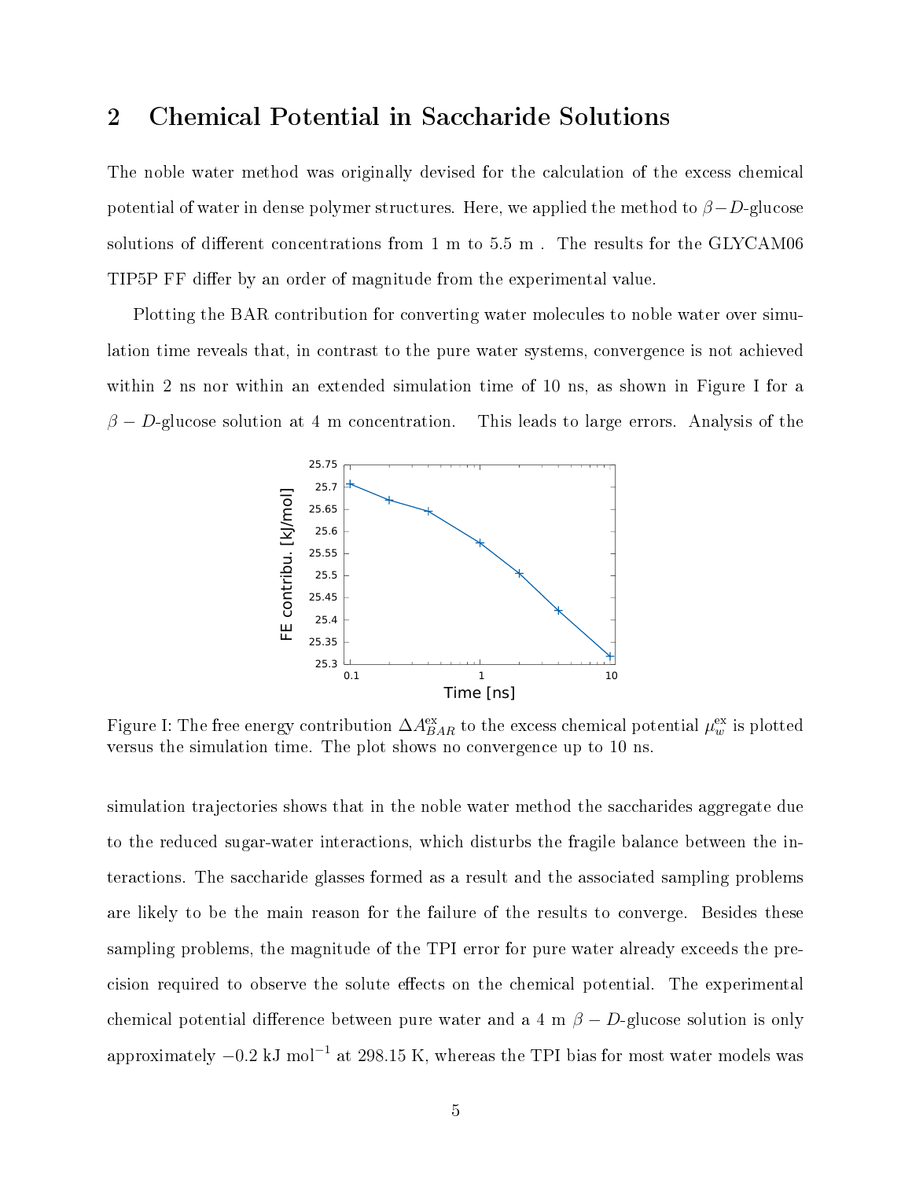## 2 Chemical Potential in Saccharide Solutions

The noble water method was originally devised for the calculation of the excess chemical potential of water in dense polymer structures. Here, we applied the method to $\beta-D$-glucose solutions of different concentrations from 1 m to 5.5 m . The results for the GLYCAM06 TIP5P FF differ by an order of magnitude from the experimental value.

Plotting the BAR contribution for converting water molecules to noble water over simulation time reveals that, in contrast to the pure water systems, convergence is not achieved within 2 ns nor within an extended simulation time of 10 ns, as shown in Figure I for a $\beta - D$-glucose solution at 4 m concentration. This leads to large errors. Analysis of the simulation trajectories shows that in the noble water method the saccharides aggregate due to the reduced sugar-water interactions, which disturbs the fragile balance between the interactions. The saccharide glasses formed as a result and the associated sampling problems are likely to be the main reason for the failure of the results to converge. Besides these sampling problems, the magnitude of the TPI error for pure water already exceeds the precision required to observe the solute effects on the chemical potential. The experimental chemical potential difference between pure water and a 4 m $\beta - D$-glucose solution is only approximately $-0.2$ kJ mol$^{-1}$ at 298.15 K, whereas the TPI bias for most water models was

Figure I: The free energy contribution $\Delta A^{\mathrm{ex}}_{BAR}$ to the excess chemical potential $\mu^{\mathrm{ex}}_{w}$ is plotted versus the simulation time. The plot shows no convergence up to 10 ns.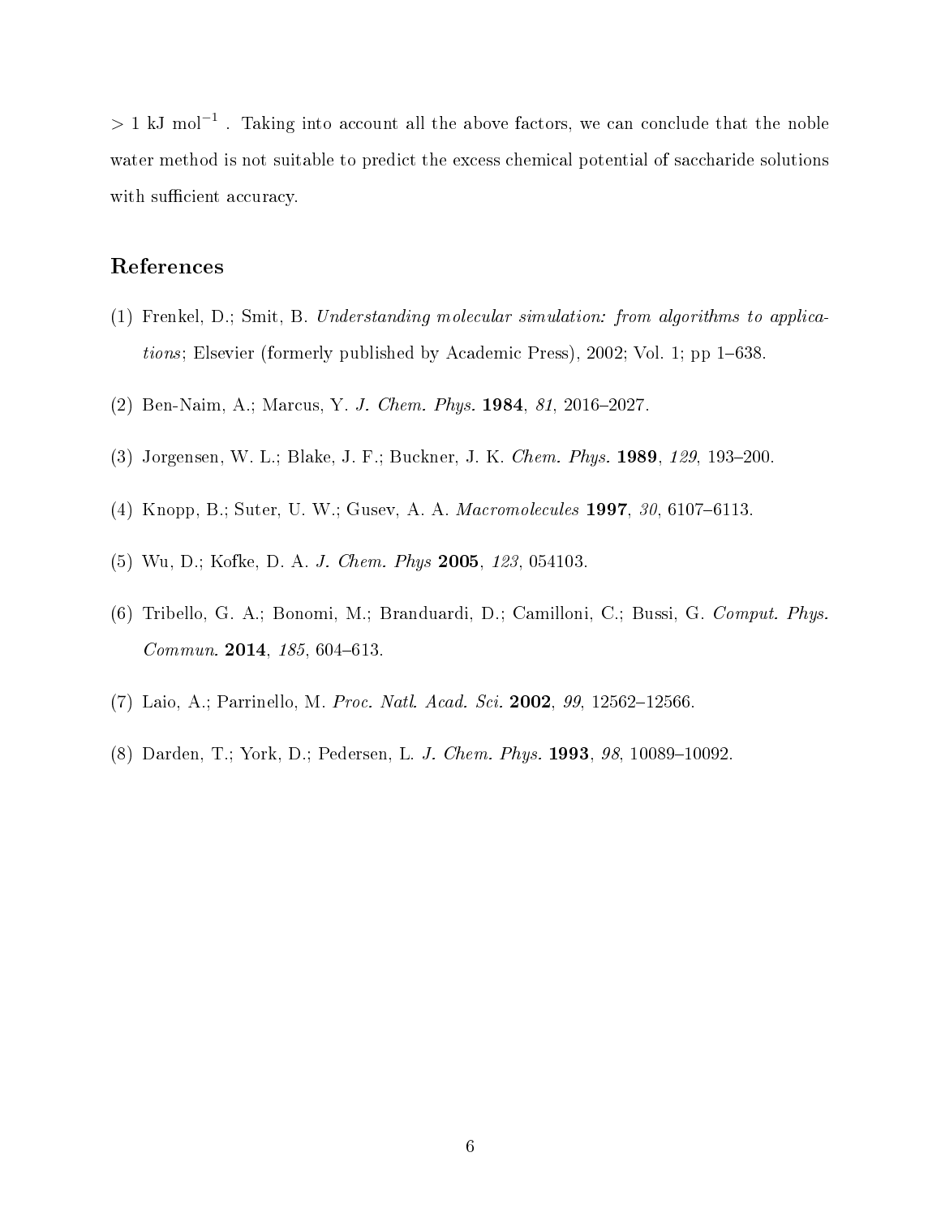$> 1$ kJ mol$^{-1}$ . Taking into account all the above factors, we can conclude that the noble water method is not suitable to predict the excess chemical potential of saccharide solutions with sufficient accuracy.

## References

(1) Frenkel, D.; Smit, B. *Understanding molecular simulation: from algorithms to applications*; Elsevier (formerly published by Academic Press), 2002; Vol. 1; pp 1–638.

(2) Ben-Naim, A.; Marcus, Y. *J. Chem. Phys.* **1984**, *81*, 2016–2027.

(3) Jorgensen, W. L.; Blake, J. F.; Buckner, J. K. *Chem. Phys.* **1989**, *129*, 193–200.

(4) Knopp, B.; Suter, U. W.; Gusev, A. A. *Macromolecules* **1997**, *30*, 6107–6113.

(5) Wu, D.; Kofke, D. A. *J. Chem. Phys* **2005**, *123*, 054103.

(6) Tribello, G. A.; Bonomi, M.; Branduardi, D.; Camilloni, C.; Bussi, G. *Comput. Phys. Commun.* **2014**, *185*, 604–613.

(7) Laio, A.; Parrinello, M. *Proc. Natl. Acad. Sci.* **2002**, *99*, 12562–12566.

(8) Darden, T.; York, D.; Pedersen, L. *J. Chem. Phys.* **1993**, *98*, 10089–10092.